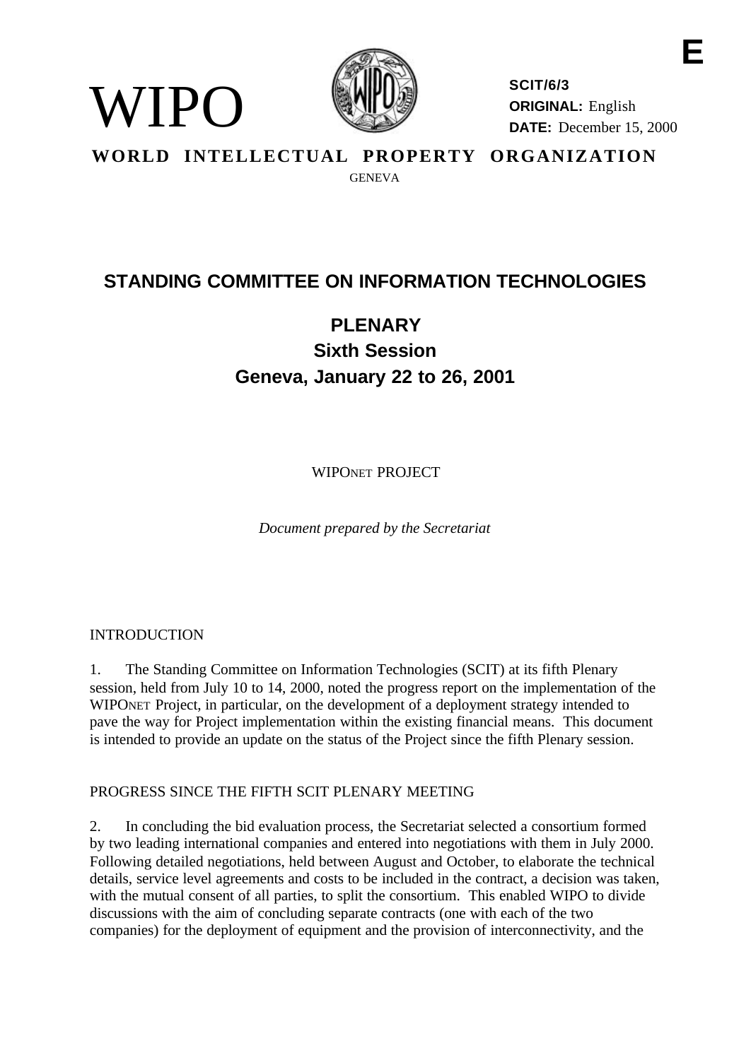E

WIPO

**SCIT/6/3**
**ORIGINAL:** English
**DATE:** December 15, 2000

**WORLD INTELLECTUAL PROPERTY ORGANIZATION**
GENEVA

# STANDING COMMITTEE ON INFORMATION TECHNOLOGIES

## PLENARY
## Sixth Session
## Geneva, January 22 to 26, 2001

WIPONET PROJECT

*Document prepared by the Secretariat*

INTRODUCTION

1. The Standing Committee on Information Technologies (SCIT) at its fifth Plenary session, held from July 10 to 14, 2000, noted the progress report on the implementation of the WIPONET Project, in particular, on the development of a deployment strategy intended to pave the way for Project implementation within the existing financial means. This document is intended to provide an update on the status of the Project since the fifth Plenary session.

PROGRESS SINCE THE FIFTH SCIT PLENARY MEETING

2. In concluding the bid evaluation process, the Secretariat selected a consortium formed by two leading international companies and entered into negotiations with them in July 2000. Following detailed negotiations, held between August and October, to elaborate the technical details, service level agreements and costs to be included in the contract, a decision was taken, with the mutual consent of all parties, to split the consortium. This enabled WIPO to divide discussions with the aim of concluding separate contracts (one with each of the two companies) for the deployment of equipment and the provision of interconnectivity, and the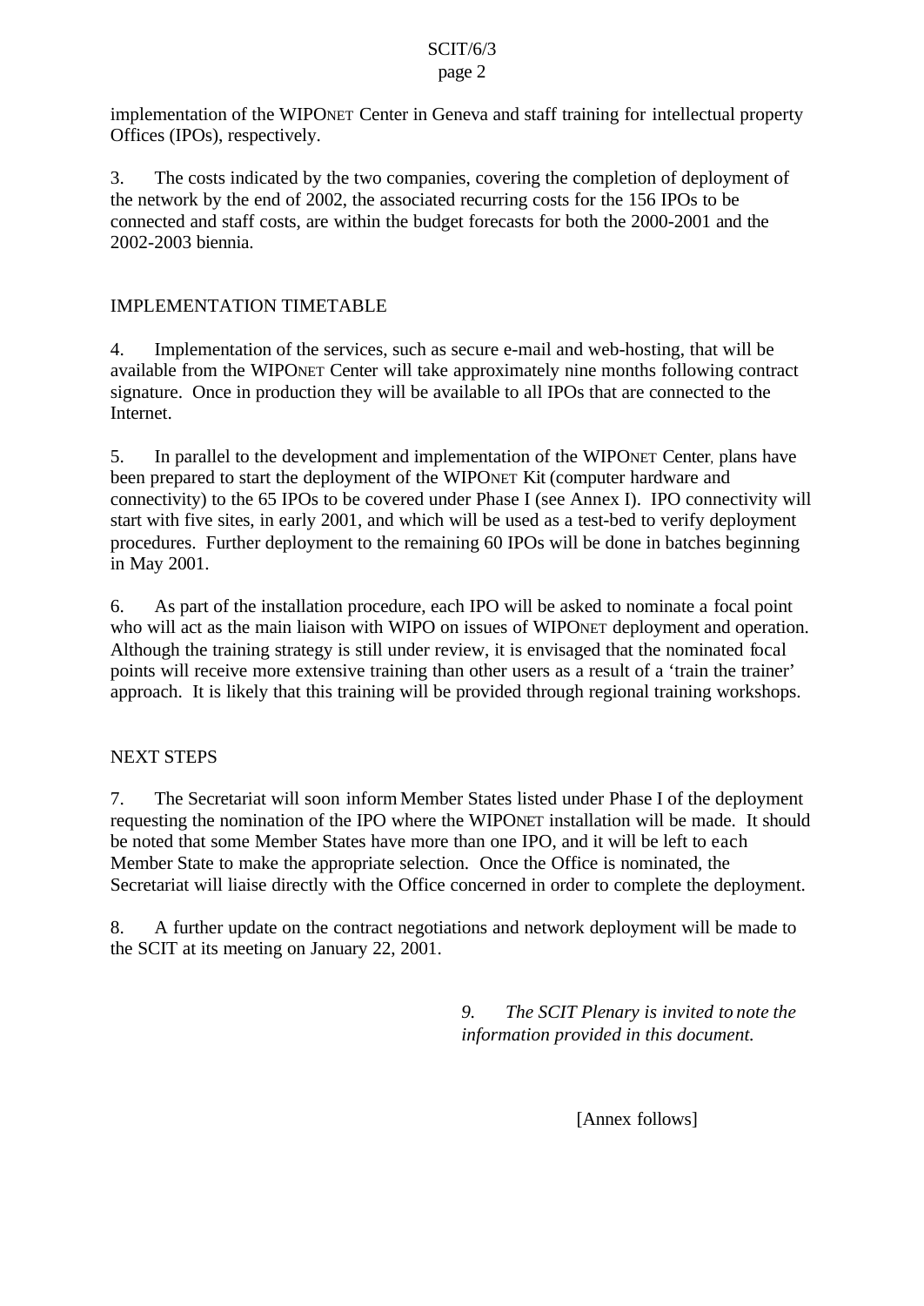implementation of the WIPONET Center in Geneva and staff training for intellectual property Offices (IPOs), respectively.

3. The costs indicated by the two companies, covering the completion of deployment of the network by the end of 2002, the associated recurring costs for the 156 IPOs to be connected and staff costs, are within the budget forecasts for both the 2000-2001 and the 2002-2003 biennia.

## IMPLEMENTATION TIMETABLE

4. Implementation of the services, such as secure e-mail and web-hosting, that will be available from the WIPONET Center will take approximately nine months following contract signature. Once in production they will be available to all IPOs that are connected to the Internet.

5. In parallel to the development and implementation of the WIPONET Center, plans have been prepared to start the deployment of the WIPONET Kit (computer hardware and connectivity) to the 65 IPOs to be covered under Phase I (see Annex I). IPO connectivity will start with five sites, in early 2001, and which will be used as a test-bed to verify deployment procedures. Further deployment to the remaining 60 IPOs will be done in batches beginning in May 2001.

6. As part of the installation procedure, each IPO will be asked to nominate a focal point who will act as the main liaison with WIPO on issues of WIPONET deployment and operation. Although the training strategy is still under review, it is envisaged that the nominated focal points will receive more extensive training than other users as a result of a ‘train the trainer’ approach. It is likely that this training will be provided through regional training workshops.

## NEXT STEPS

7. The Secretariat will soon inform Member States listed under Phase I of the deployment requesting the nomination of the IPO where the WIPONET installation will be made. It should be noted that some Member States have more than one IPO, and it will be left to each Member State to make the appropriate selection. Once the Office is nominated, the Secretariat will liaise directly with the Office concerned in order to complete the deployment.

8. A further update on the contract negotiations and network deployment will be made to the SCIT at its meeting on January 22, 2001.

*9. The SCIT Plenary is invited to note the information provided in this document.*

[Annex follows]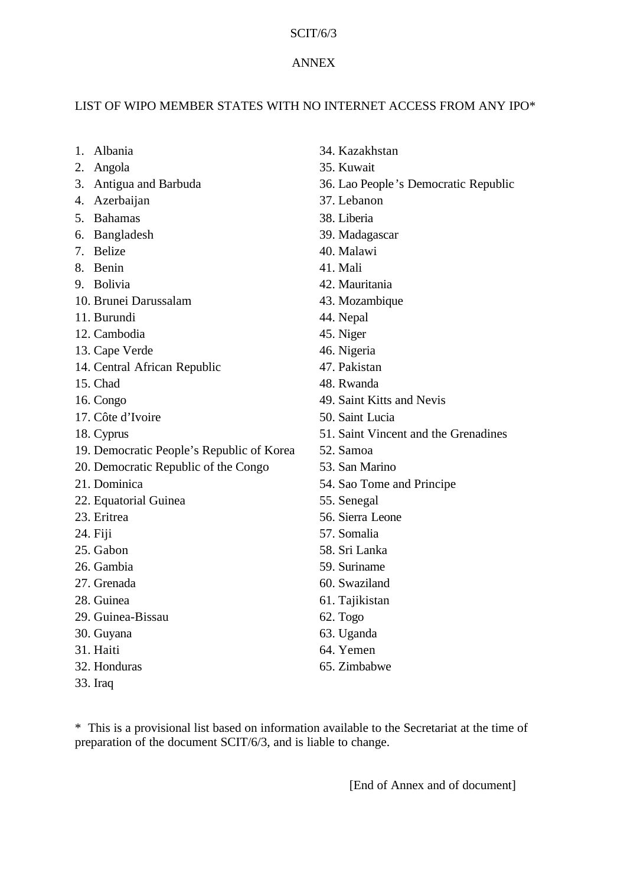ANNEX

LIST OF WIPO MEMBER STATES WITH NO INTERNET ACCESS FROM ANY IPO*

1. Albania
2. Angola
3. Antigua and Barbuda
4. Azerbaijan
5. Bahamas
6. Bangladesh
7. Belize
8. Benin
9. Bolivia
10. Brunei Darussalam
11. Burundi
12. Cambodia
13. Cape Verde
14. Central African Republic
15. Chad
16. Congo
17. Côte d'Ivoire
18. Cyprus
19. Democratic People's Republic of Korea
20. Democratic Republic of the Congo
21. Dominica
22. Equatorial Guinea
23. Eritrea
24. Fiji
25. Gabon
26. Gambia
27. Grenada
28. Guinea
29. Guinea-Bissau
30. Guyana
31. Haiti
32. Honduras
33. Iraq
34. Kazakhstan
35. Kuwait
36. Lao People's Democratic Republic
37. Lebanon
38. Liberia
39. Madagascar
40. Malawi
41. Mali
42. Mauritania
43. Mozambique
44. Nepal
45. Niger
46. Nigeria
47. Pakistan
48. Rwanda
49. Saint Kitts and Nevis
50. Saint Lucia
51. Saint Vincent and the Grenadines
52. Samoa
53. San Marino
54. Sao Tome and Principe
55. Senegal
56. Sierra Leone
57. Somalia
58. Sri Lanka
59. Suriname
60. Swaziland
61. Tajikistan
62. Togo
63. Uganda
64. Yemen
65. Zimbabwe

\* This is a provisional list based on information available to the Secretariat at the time of preparation of the document SCIT/6/3, and is liable to change.

[End of Annex and of document]